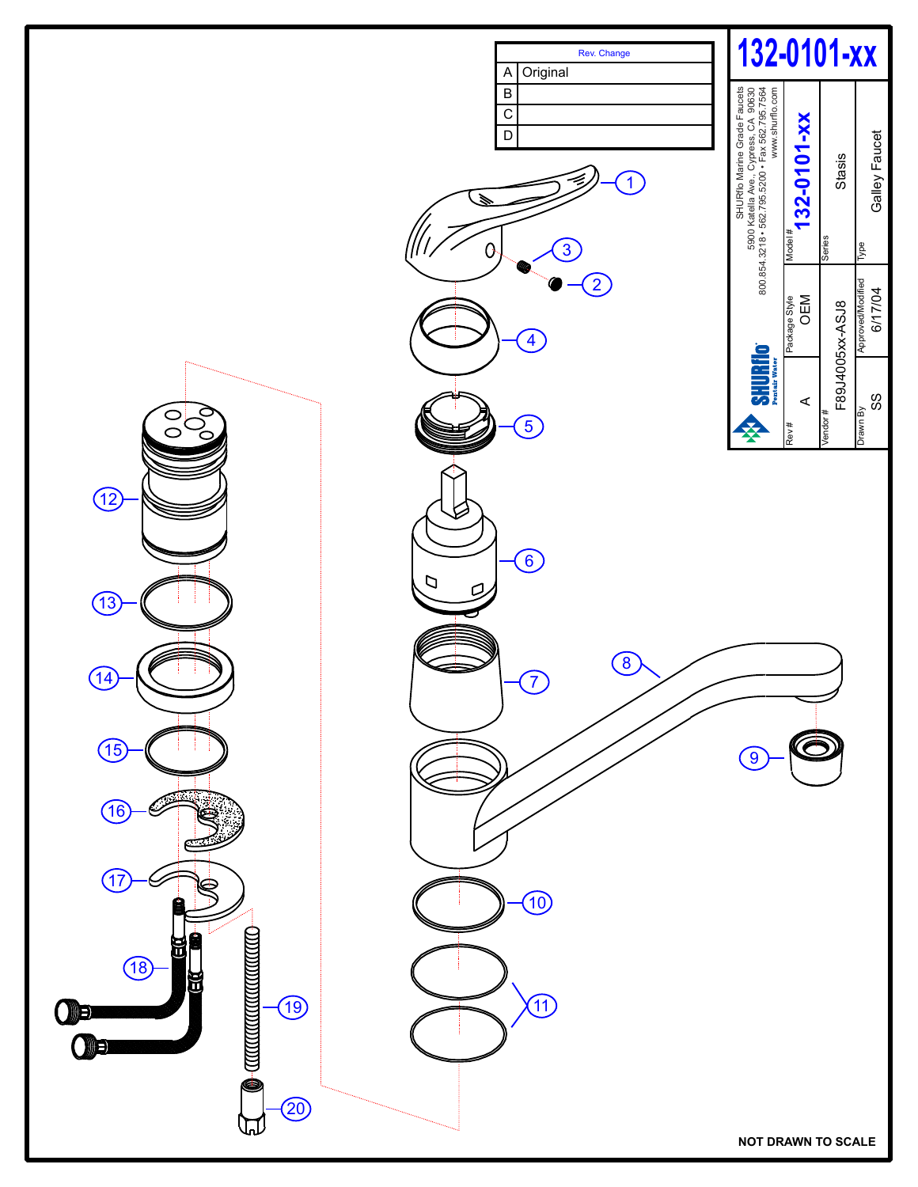# 132-0101-xx

| Rev. | Change |
|---|---|
| A | Original |
| B | |
| C | |
| D | |

SHURflo Marine Grade Faucets
5900 Katella Ave., Cypress, CA 90630
800.854.3218 • 562.795.5200 • Fax 562.795.7564
www.shurflo.com

SHURflo Pentair Water

| Rev # | Package Style | Model # | |
|---|---|---|---|
| A | OEM | 132-0101-xx | |
| Vendor # | | Series | |
| F89J4005xx-ASJ8 | | Stasis | |
| Drawn By | Approved/Modified | Type | |
| SS | 6/17/04 | Galley Faucet | |

1, 2, 3, 4, 5, 6, 7, 8, 9, 10, 11, 12, 13, 14, 15, 16, 17, 18, 19, 20

NOT DRAWN TO SCALE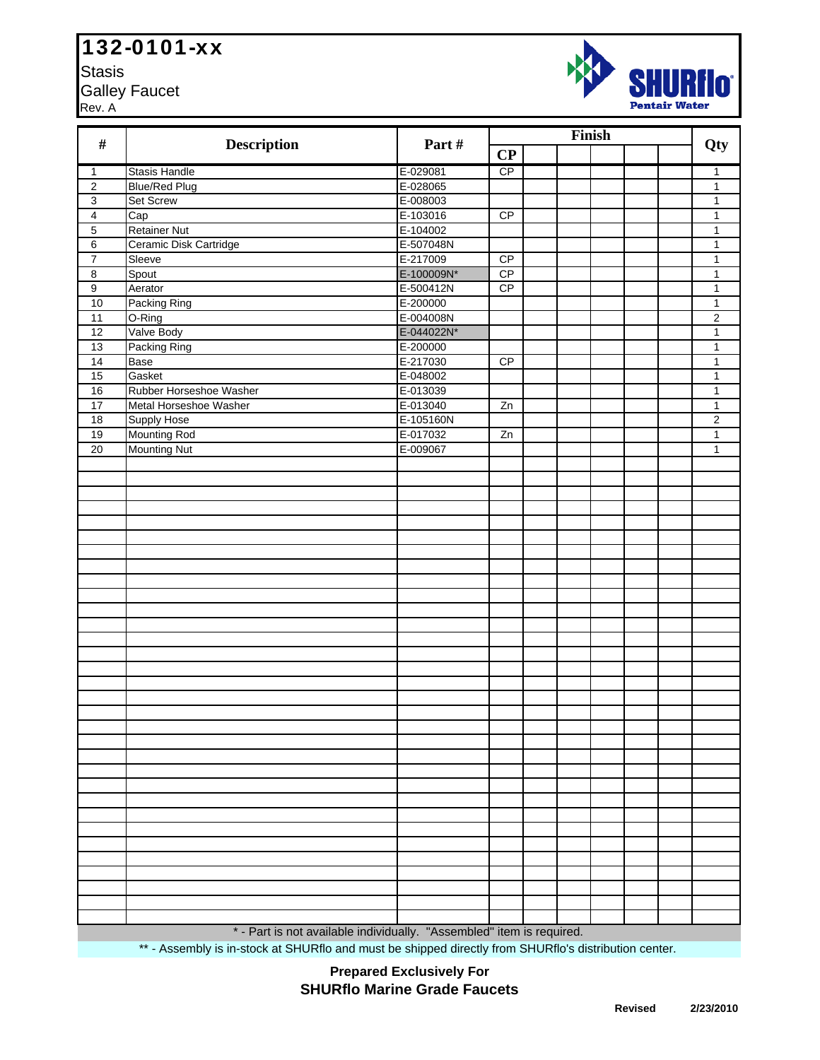# 132-0101-xx

Stasis

Galley Faucet

Rev. A

SHURflo Pentair Water

| # | Description | Part # | Finish | | | | | | Qty |
|---|---|---|---|---|---|---|---|---|---|
| | | | CP | | | | | | |
| 1 | Stasis Handle | E-029081 | CP | | | | | | 1 |
| 2 | Blue/Red Plug | E-028065 | | | | | | | 1 |
| 3 | Set Screw | E-008003 | | | | | | | 1 |
| 4 | Cap | E-103016 | CP | | | | | | 1 |
| 5 | Retainer Nut | E-104002 | | | | | | | 1 |
| 6 | Ceramic Disk Cartridge | E-507048N | | | | | | | 1 |
| 7 | Sleeve | E-217009 | CP | | | | | | 1 |
| 8 | Spout | E-100009N* | CP | | | | | | 1 |
| 9 | Aerator | E-500412N | CP | | | | | | 1 |
| 10 | Packing Ring | E-200000 | | | | | | | 1 |
| 11 | O-Ring | E-004008N | | | | | | | 2 |
| 12 | Valve Body | E-044022N* | | | | | | | 1 |
| 13 | Packing Ring | E-200000 | | | | | | | 1 |
| 14 | Base | E-217030 | CP | | | | | | 1 |
| 15 | Gasket | E-048002 | | | | | | | 1 |
| 16 | Rubber Horseshoe Washer | E-013039 | | | | | | | 1 |
| 17 | Metal Horseshoe Washer | E-013040 | Zn | | | | | | 1 |
| 18 | Supply Hose | E-105160N | | | | | | | 2 |
| 19 | Mounting Rod | E-017032 | Zn | | | | | | 1 |
| 20 | Mounting Nut | E-009067 | | | | | | | 1 |

* - Part is not available individually. "Assembled" item is required.

** - Assembly is in-stock at SHURflo and must be shipped directly from SHURflo's distribution center.

**Prepared Exclusively For**
**SHURflo Marine Grade Faucets**

**Revised** **2/23/2010**